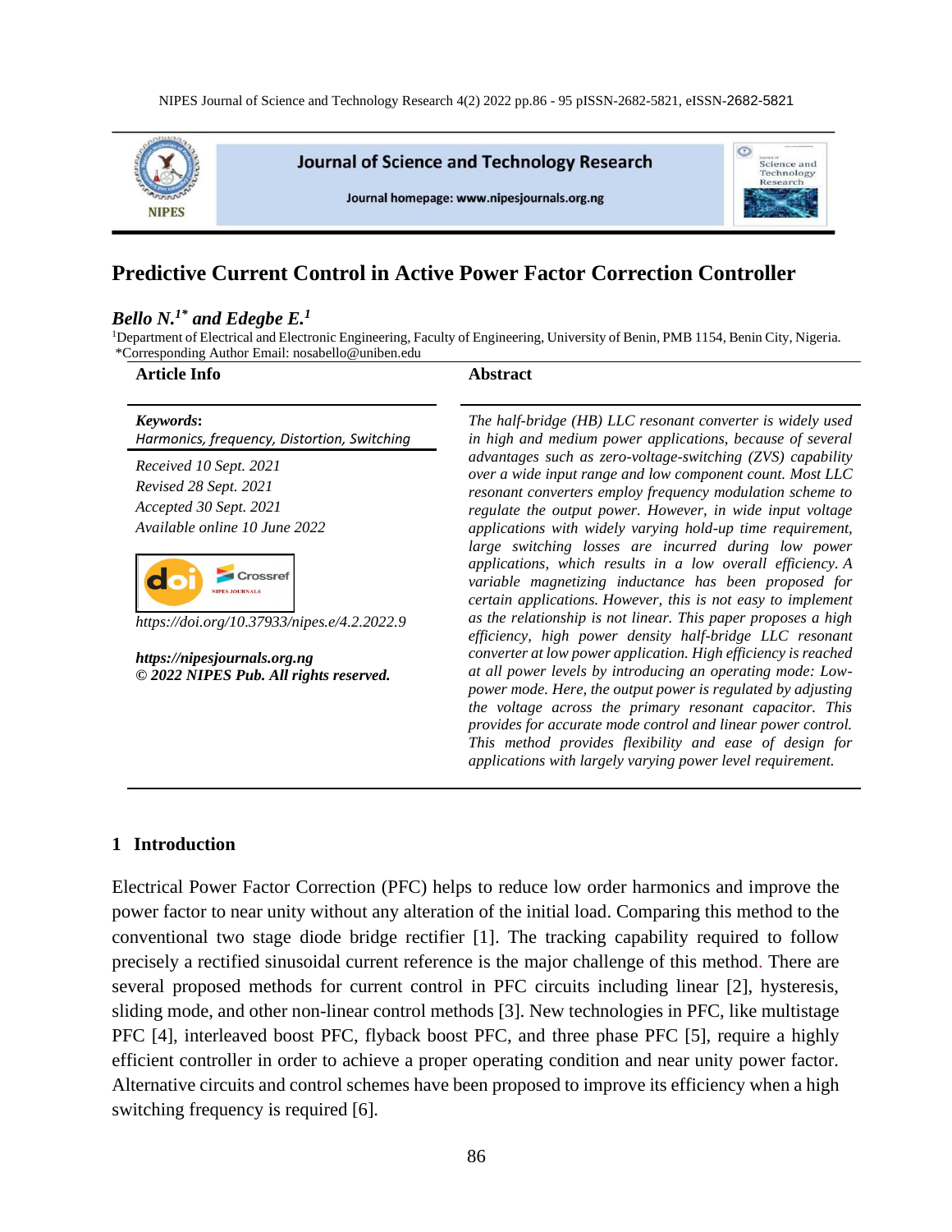# Predictive Current Control in Active Power Factor Correction Controller

***Bello N.[1]\* and Edegbe E.[1]***

[1]Department of Electrical and Electronic Engineering, Faculty of Engineering, University of Benin, PMB 1154, Benin City, Nigeria.
*Corresponding Author Email: nosabello@uniben.edu

## Article Info

***Keywords*:**
*Harmonics, frequency, Distortion, Switching*

*Received 10 Sept. 2021*
*Revised 28 Sept. 2021*
*Accepted 30 Sept. 2021*
*Available online 10 June 2022*

*https://doi.org/10.37933/nipes.e/4.2.2022.9*

***https://nipesjournals.org.ng***
***© 2022 NIPES Pub. All rights reserved.***

## Abstract

*The half-bridge (HB) LLC resonant converter is widely used in high and medium power applications, because of several advantages such as zero-voltage-switching (ZVS) capability over a wide input range and low component count. Most LLC resonant converters employ frequency modulation scheme to regulate the output power. However, in wide input voltage applications with widely varying hold-up time requirement, large switching losses are incurred during low power applications, which results in a low overall efficiency. A variable magnetizing inductance has been proposed for certain applications. However, this is not easy to implement as the relationship is not linear. This paper proposes a high efficiency, high power density half-bridge LLC resonant converter at low power application. High efficiency is reached at all power levels by introducing an operating mode: Low-power mode. Here, the output power is regulated by adjusting the voltage across the primary resonant capacitor. This provides for accurate mode control and linear power control. This method provides flexibility and ease of design for applications with largely varying power level requirement.*

## 1 Introduction

Electrical Power Factor Correction (PFC) helps to reduce low order harmonics and improve the power factor to near unity without any alteration of the initial load. Comparing this method to the conventional two stage diode bridge rectifier [1]. The tracking capability required to follow precisely a rectified sinusoidal current reference is the major challenge of this method. There are several proposed methods for current control in PFC circuits including linear [2], hysteresis, sliding mode, and other non-linear control methods [3]. New technologies in PFC, like multistage PFC [4], interleaved boost PFC, flyback boost PFC, and three phase PFC [5], require a highly efficient controller in order to achieve a proper operating condition and near unity power factor. Alternative circuits and control schemes have been proposed to improve its efficiency when a high switching frequency is required [6].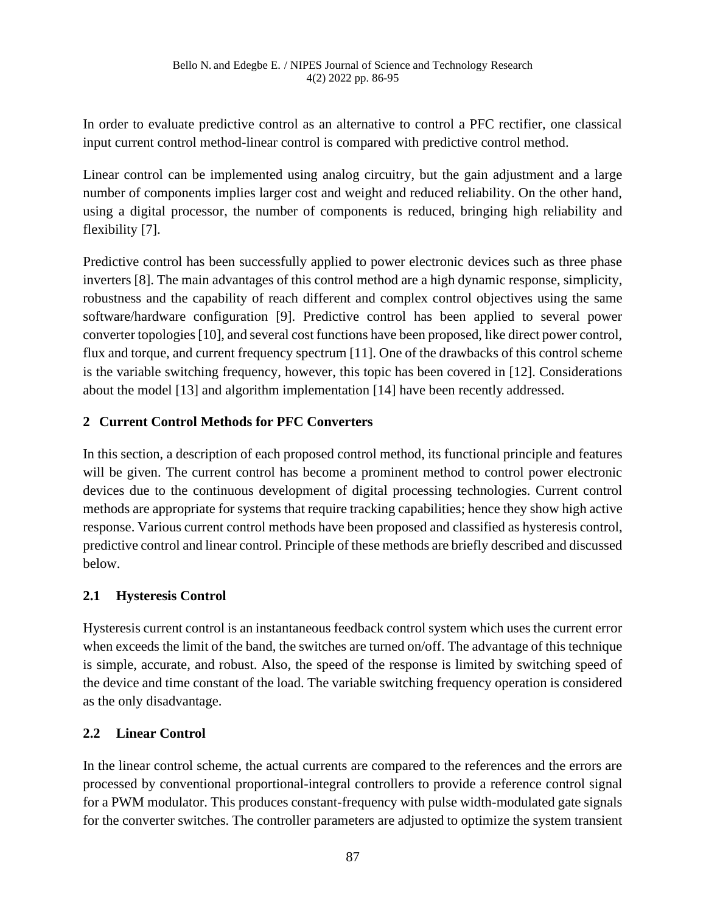In order to evaluate predictive control as an alternative to control a PFC rectifier, one classical input current control method-linear control is compared with predictive control method.

Linear control can be implemented using analog circuitry, but the gain adjustment and a large number of components implies larger cost and weight and reduced reliability. On the other hand, using a digital processor, the number of components is reduced, bringing high reliability and flexibility [7].

Predictive control has been successfully applied to power electronic devices such as three phase inverters [8]. The main advantages of this control method are a high dynamic response, simplicity, robustness and the capability of reach different and complex control objectives using the same software/hardware configuration [9]. Predictive control has been applied to several power converter topologies [10], and several cost functions have been proposed, like direct power control, flux and torque, and current frequency spectrum [11]. One of the drawbacks of this control scheme is the variable switching frequency, however, this topic has been covered in [12]. Considerations about the model [13] and algorithm implementation [14] have been recently addressed.

## 2 Current Control Methods for PFC Converters

In this section, a description of each proposed control method, its functional principle and features will be given. The current control has become a prominent method to control power electronic devices due to the continuous development of digital processing technologies. Current control methods are appropriate for systems that require tracking capabilities; hence they show high active response. Various current control methods have been proposed and classified as hysteresis control, predictive control and linear control. Principle of these methods are briefly described and discussed below.

### 2.1 Hysteresis Control

Hysteresis current control is an instantaneous feedback control system which uses the current error when exceeds the limit of the band, the switches are turned on/off. The advantage of this technique is simple, accurate, and robust. Also, the speed of the response is limited by switching speed of the device and time constant of the load. The variable switching frequency operation is considered as the only disadvantage.

### 2.2 Linear Control

In the linear control scheme, the actual currents are compared to the references and the errors are processed by conventional proportional-integral controllers to provide a reference control signal for a PWM modulator. This produces constant-frequency with pulse width-modulated gate signals for the converter switches. The controller parameters are adjusted to optimize the system transient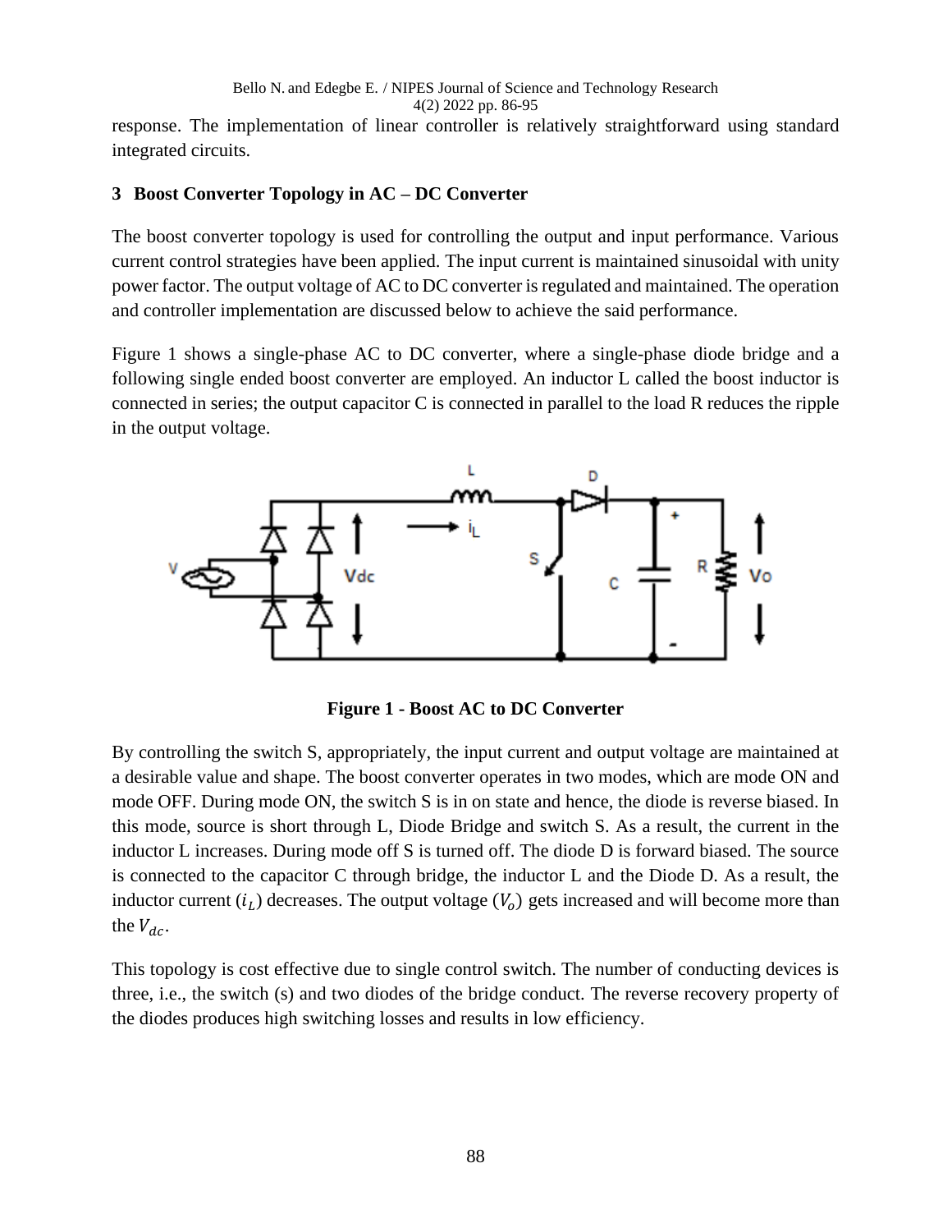response. The implementation of linear controller is relatively straightforward using standard integrated circuits.

## 3 Boost Converter Topology in AC – DC Converter

The boost converter topology is used for controlling the output and input performance. Various current control strategies have been applied. The input current is maintained sinusoidal with unity power factor. The output voltage of AC to DC converter is regulated and maintained. The operation and controller implementation are discussed below to achieve the said performance.

Figure 1 shows a single-phase AC to DC converter, where a single-phase diode bridge and a following single ended boost converter are employed. An inductor L called the boost inductor is connected in series; the output capacitor C is connected in parallel to the load R reduces the ripple in the output voltage.

**Figure 1 - Boost AC to DC Converter**

By controlling the switch S, appropriately, the input current and output voltage are maintained at a desirable value and shape. The boost converter operates in two modes, which are mode ON and mode OFF. During mode ON, the switch S is in on state and hence, the diode is reverse biased. In this mode, source is short through L, Diode Bridge and switch S. As a result, the current in the inductor L increases. During mode off S is turned off. The diode D is forward biased. The source is connected to the capacitor C through bridge, the inductor L and the Diode D. As a result, the inductor current ($i_L$) decreases. The output voltage ($V_o$) gets increased and will become more than the $V_{dc}$.

This topology is cost effective due to single control switch. The number of conducting devices is three, i.e., the switch (s) and two diodes of the bridge conduct. The reverse recovery property of the diodes produces high switching losses and results in low efficiency.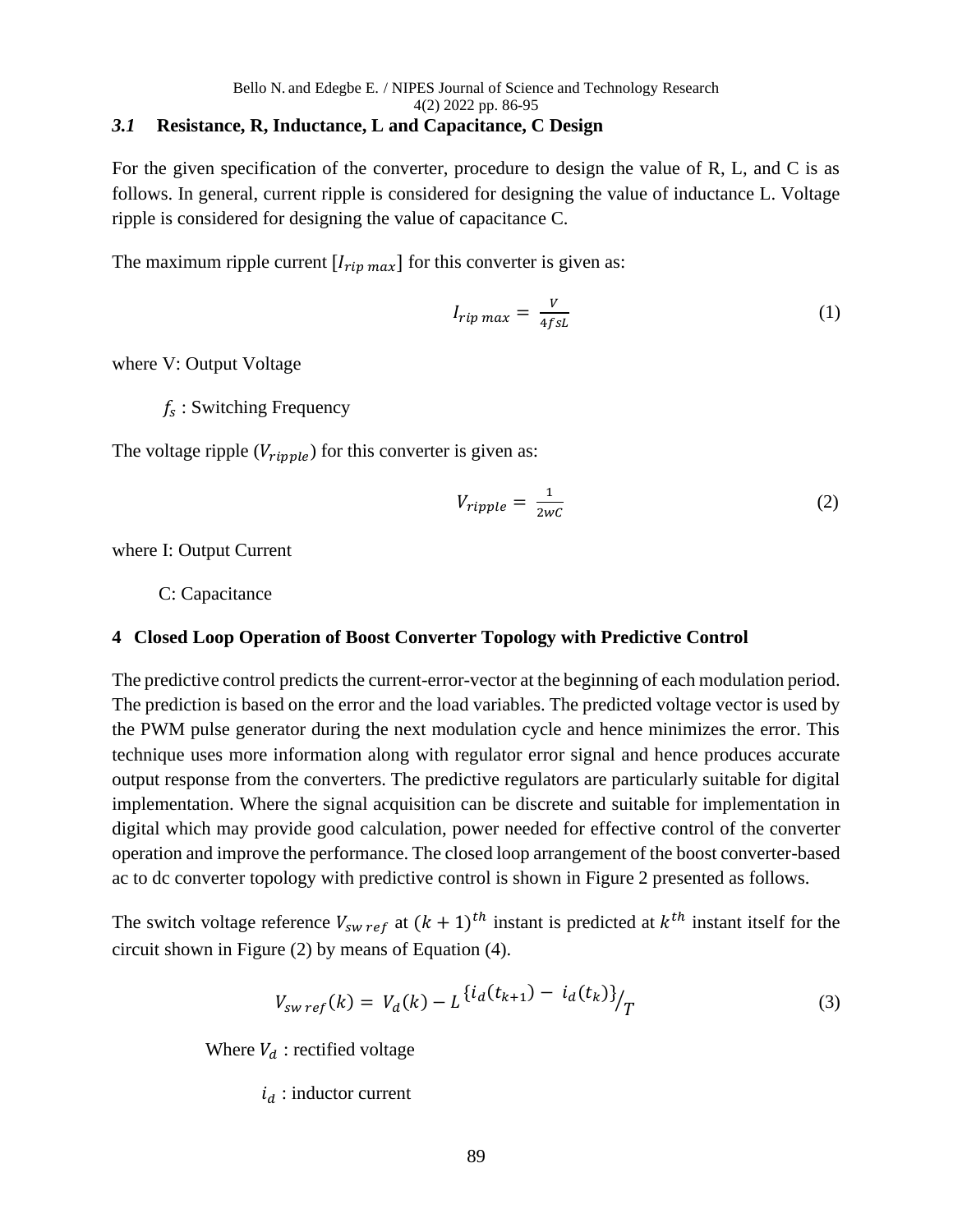### *3.1* Resistance, R, Inductance, L and Capacitance, C Design

For the given specification of the converter, procedure to design the value of R, L, and C is as follows. In general, current ripple is considered for designing the value of inductance L. Voltage ripple is considered for designing the value of capacitance C.

The maximum ripple current [$I_{rip\,max}$] for this converter is given as:

$$I_{rip\,max} = \frac{V}{4fsL} \tag{1}$$

where V: Output Voltage

$f_s$ : Switching Frequency

The voltage ripple ($V_{ripple}$) for this converter is given as:

$$V_{ripple} = \frac{1}{2wC} \tag{2}$$

where I: Output Current

C: Capacitance

## 4 Closed Loop Operation of Boost Converter Topology with Predictive Control

The predictive control predicts the current-error-vector at the beginning of each modulation period. The prediction is based on the error and the load variables. The predicted voltage vector is used by the PWM pulse generator during the next modulation cycle and hence minimizes the error. This technique uses more information along with regulator error signal and hence produces accurate output response from the converters. The predictive regulators are particularly suitable for digital implementation. Where the signal acquisition can be discrete and suitable for implementation in digital which may provide good calculation, power needed for effective control of the converter operation and improve the performance. The closed loop arrangement of the boost converter-based ac to dc converter topology with predictive control is shown in Figure 2 presented as follows.

The switch voltage reference $V_{sw\,ref}$ at $(k+1)^{th}$ instant is predicted at $k^{th}$ instant itself for the circuit shown in Figure (2) by means of Equation (4).

$$V_{sw\,ref}(k) = V_d(k) - L^{\{i_d(t_{k+1}) - i_d(t_k)\}}/_{T} \tag{3}$$

Where $V_d$ : rectified voltage

$i_d$ : inductor current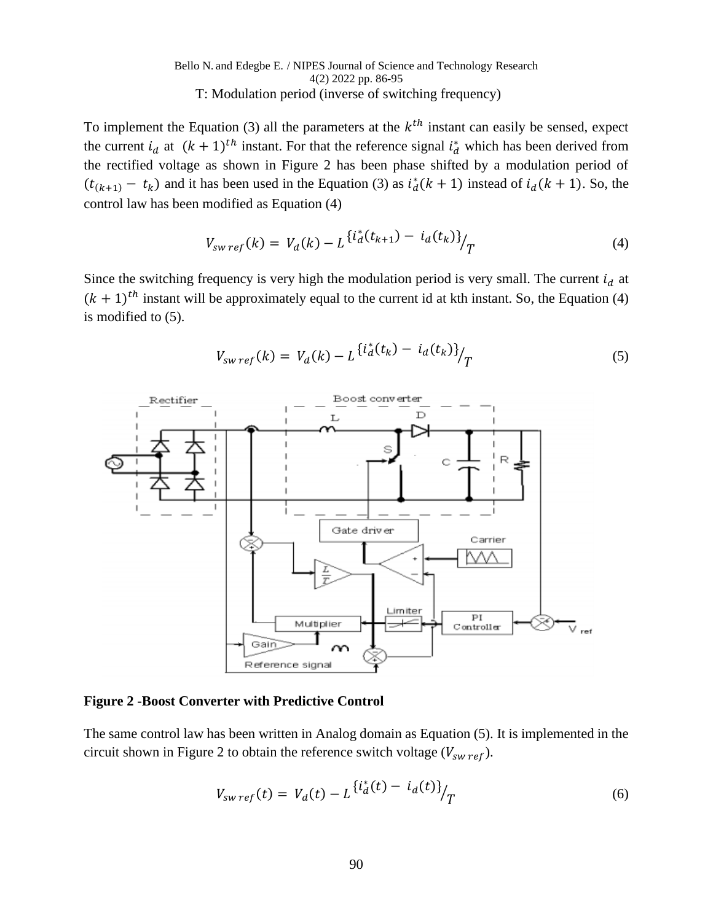T: Modulation period (inverse of switching frequency)

To implement the Equation (3) all the parameters at the $k^{th}$ instant can easily be sensed, expect the current $i_d$ at $(k+1)^{th}$ instant. For that the reference signal $i_d^*$ which has been derived from the rectified voltage as shown in Figure 2 has been phase shifted by a modulation period of $(t_{(k+1)} - t_k)$ and it has been used in the Equation (3) as $i_d^*(k+1)$ instead of $i_d(k+1)$. So, the control law has been modified as Equation (4)

$$V_{sw\,ref}(k) = V_d(k) - L^{\{i_d^*(t_{k+1}) - i_d(t_k)\}}/_T \tag{4}$$

Since the switching frequency is very high the modulation period is very small. The current $i_d$ at $(k+1)^{th}$ instant will be approximately equal to the current id at kth instant. So, the Equation (4) is modified to (5).

$$V_{sw\,ref}(k) = V_d(k) - L^{\{i_d^*(t_k) - i_d(t_k)\}}/_T \tag{5}$$

**Figure 2 -Boost Converter with Predictive Control**

The same control law has been written in Analog domain as Equation (5). It is implemented in the circuit shown in Figure 2 to obtain the reference switch voltage ($V_{sw\,ref}$).

$$V_{sw\,ref}(t) = V_d(t) - L^{\{i_d^*(t) - i_d(t)\}}/_T \tag{6}$$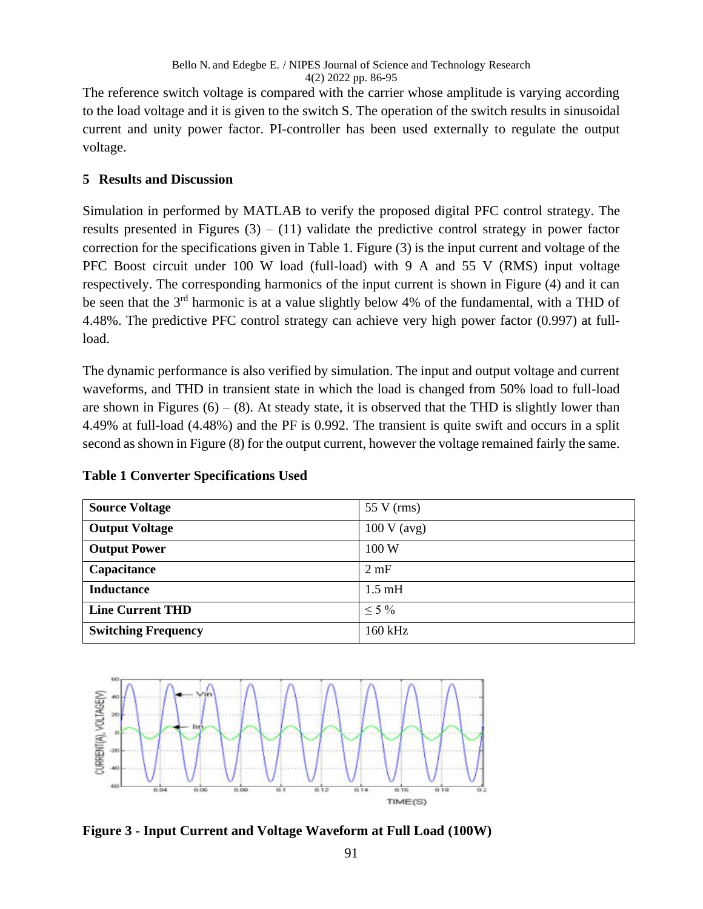The reference switch voltage is compared with the carrier whose amplitude is varying according to the load voltage and it is given to the switch S. The operation of the switch results in sinusoidal current and unity power factor. PI-controller has been used externally to regulate the output voltage.

## 5 Results and Discussion

Simulation in performed by MATLAB to verify the proposed digital PFC control strategy. The results presented in Figures (3) – (11) validate the predictive control strategy in power factor correction for the specifications given in Table 1. Figure (3) is the input current and voltage of the PFC Boost circuit under 100 W load (full-load) with 9 A and 55 V (RMS) input voltage respectively. The corresponding harmonics of the input current is shown in Figure (4) and it can be seen that the 3rd harmonic is at a value slightly below 4% of the fundamental, with a THD of 4.48%. The predictive PFC control strategy can achieve very high power factor (0.997) at full-load.

The dynamic performance is also verified by simulation. The input and output voltage and current waveforms, and THD in transient state in which the load is changed from 50% load to full-load are shown in Figures (6) – (8). At steady state, it is observed that the THD is slightly lower than 4.49% at full-load (4.48%) and the PF is 0.992. The transient is quite swift and occurs in a split second as shown in Figure (8) for the output current, however the voltage remained fairly the same.

**Table 1 Converter Specifications Used**

| | |
|---|---|
| **Source Voltage** | 55 V (rms) |
| **Output Voltage** | 100 V (avg) |
| **Output Power** | 100 W |
| **Capacitance** | 2 mF |
| **Inductance** | 1.5 mH |
| **Line Current THD** | ≤ 5 % |
| **Switching Frequency** | 160 kHz |

**Figure 3 - Input Current and Voltage Waveform at Full Load (100W)**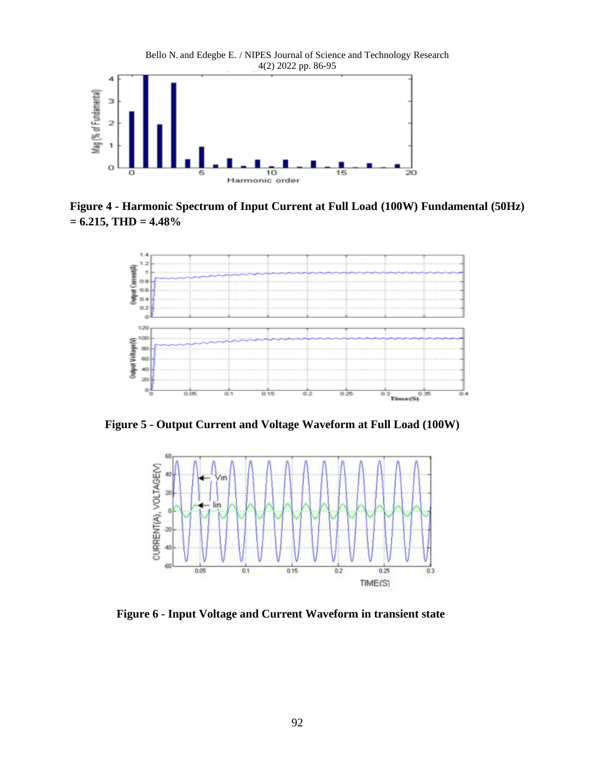**Figure 4 - Harmonic Spectrum of Input Current at Full Load (100W) Fundamental (50Hz) = 6.215, THD = 4.48%**

**Figure 5 - Output Current and Voltage Waveform at Full Load (100W)**

**Figure 6 - Input Voltage and Current Waveform in transient state**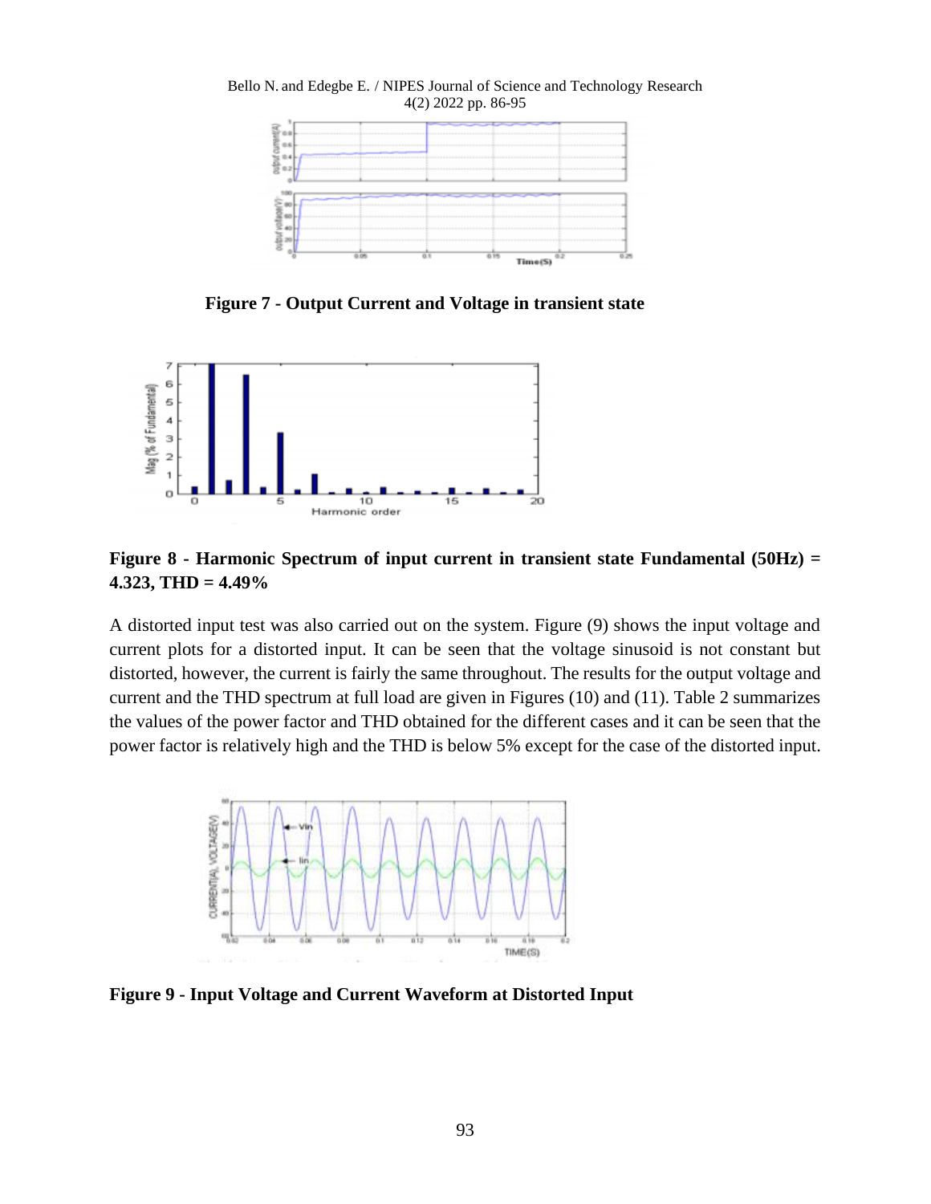**Figure 7 - Output Current and Voltage in transient state**

**Figure 8 - Harmonic Spectrum of input current in transient state Fundamental (50Hz) = 4.323, THD = 4.49%**

A distorted input test was also carried out on the system. Figure (9) shows the input voltage and current plots for a distorted input. It can be seen that the voltage sinusoid is not constant but distorted, however, the current is fairly the same throughout. The results for the output voltage and current and the THD spectrum at full load are given in Figures (10) and (11). Table 2 summarizes the values of the power factor and THD obtained for the different cases and it can be seen that the power factor is relatively high and the THD is below 5% except for the case of the distorted input.

**Figure 9 - Input Voltage and Current Waveform at Distorted Input**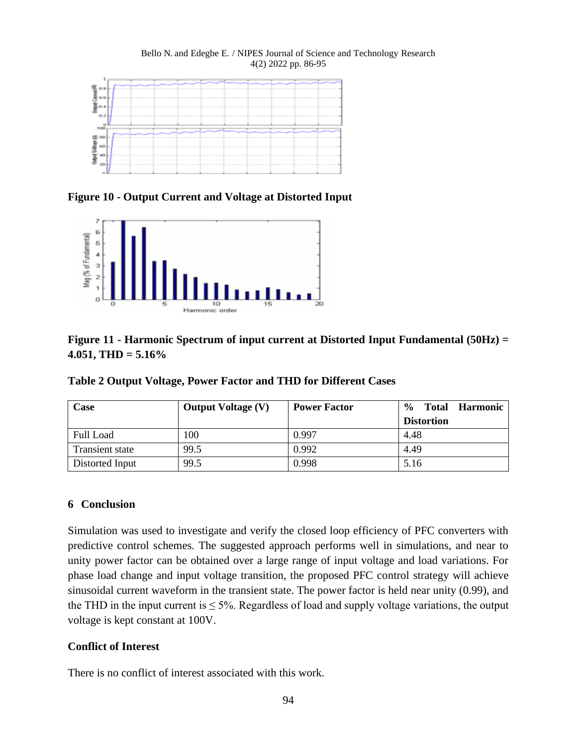**Figure 10 - Output Current and Voltage at Distorted Input**

**Figure 11 - Harmonic Spectrum of input current at Distorted Input Fundamental (50Hz) = 4.051, THD = 5.16%**

**Table 2 Output Voltage, Power Factor and THD for Different Cases**

| Case | Output Voltage (V) | Power Factor | % Total Harmonic Distortion |
|---|---|---|---|
| Full Load | 100 | 0.997 | 4.48 |
| Transient state | 99.5 | 0.992 | 4.49 |
| Distorted Input | 99.5 | 0.998 | 5.16 |

## 6 Conclusion

Simulation was used to investigate and verify the closed loop efficiency of PFC converters with predictive control schemes. The suggested approach performs well in simulations, and near to unity power factor can be obtained over a large range of input voltage and load variations. For phase load change and input voltage transition, the proposed PFC control strategy will achieve sinusoidal current waveform in the transient state. The power factor is held near unity (0.99), and the THD in the input current is ≤ 5%. Regardless of load and supply voltage variations, the output voltage is kept constant at 100V.

## Conflict of Interest

There is no conflict of interest associated with this work.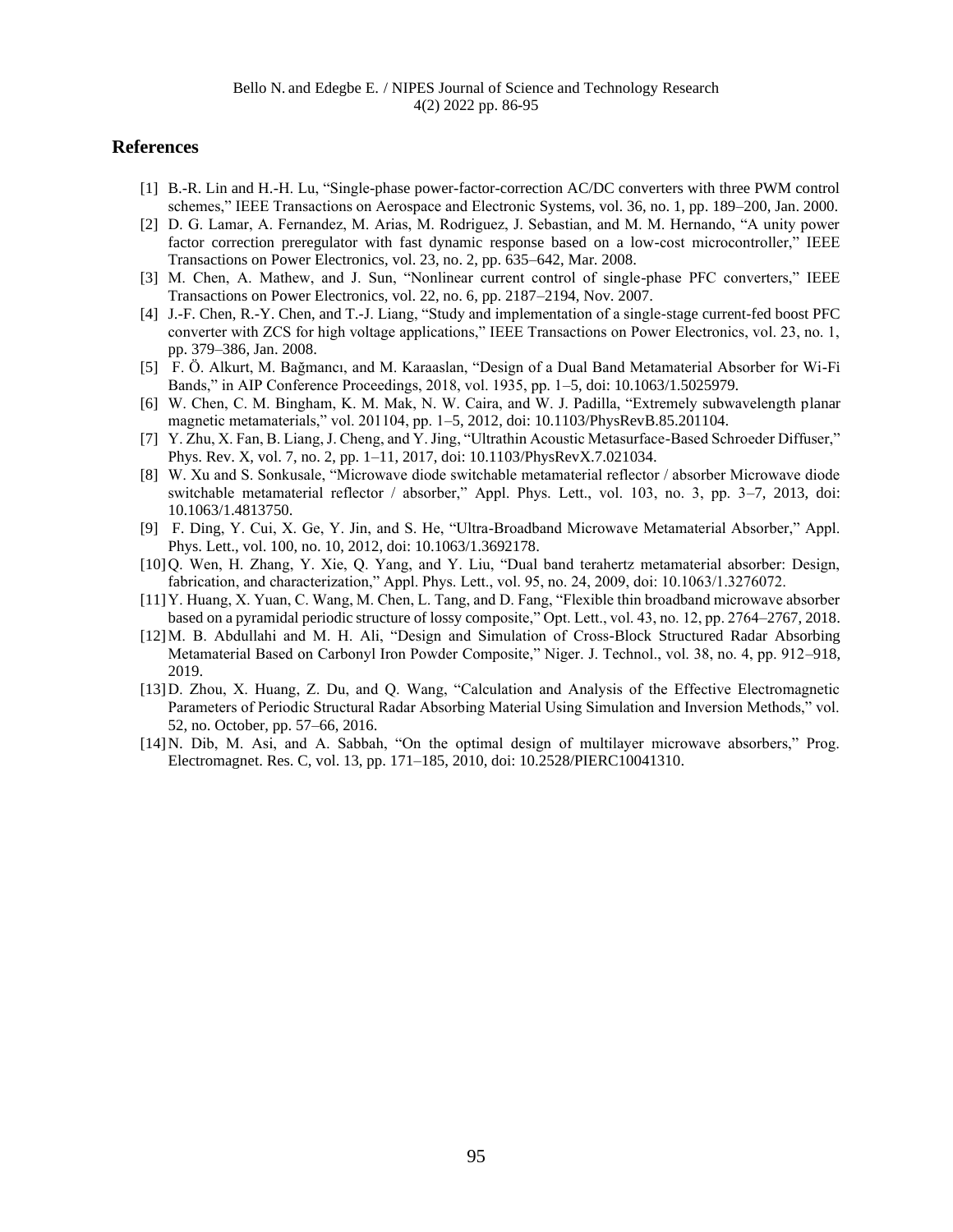## References

[1] B.-R. Lin and H.-H. Lu, "Single-phase power-factor-correction AC/DC converters with three PWM control schemes," IEEE Transactions on Aerospace and Electronic Systems, vol. 36, no. 1, pp. 189–200, Jan. 2000.

[2] D. G. Lamar, A. Fernandez, M. Arias, M. Rodriguez, J. Sebastian, and M. M. Hernando, "A unity power factor correction preregulator with fast dynamic response based on a low-cost microcontroller," IEEE Transactions on Power Electronics, vol. 23, no. 2, pp. 635–642, Mar. 2008.

[3] M. Chen, A. Mathew, and J. Sun, "Nonlinear current control of single-phase PFC converters," IEEE Transactions on Power Electronics, vol. 22, no. 6, pp. 2187–2194, Nov. 2007.

[4] J.-F. Chen, R.-Y. Chen, and T.-J. Liang, "Study and implementation of a single-stage current-fed boost PFC converter with ZCS for high voltage applications," IEEE Transactions on Power Electronics, vol. 23, no. 1, pp. 379–386, Jan. 2008.

[5] F. Ö. Alkurt, M. Bağmancı, and M. Karaaslan, "Design of a Dual Band Metamaterial Absorber for Wi-Fi Bands," in AIP Conference Proceedings, 2018, vol. 1935, pp. 1–5, doi: 10.1063/1.5025979.

[6] W. Chen, C. M. Bingham, K. M. Mak, N. W. Caira, and W. J. Padilla, "Extremely subwavelength planar magnetic metamaterials," vol. 201104, pp. 1–5, 2012, doi: 10.1103/PhysRevB.85.201104.

[7] Y. Zhu, X. Fan, B. Liang, J. Cheng, and Y. Jing, "Ultrathin Acoustic Metasurface-Based Schroeder Diffuser," Phys. Rev. X, vol. 7, no. 2, pp. 1–11, 2017, doi: 10.1103/PhysRevX.7.021034.

[8] W. Xu and S. Sonkusale, "Microwave diode switchable metamaterial reflector / absorber Microwave diode switchable metamaterial reflector / absorber," Appl. Phys. Lett., vol. 103, no. 3, pp. 3–7, 2013, doi: 10.1063/1.4813750.

[9] F. Ding, Y. Cui, X. Ge, Y. Jin, and S. He, "Ultra-Broadband Microwave Metamaterial Absorber," Appl. Phys. Lett., vol. 100, no. 10, 2012, doi: 10.1063/1.3692178.

[10] Q. Wen, H. Zhang, Y. Xie, Q. Yang, and Y. Liu, "Dual band terahertz metamaterial absorber: Design, fabrication, and characterization," Appl. Phys. Lett., vol. 95, no. 24, 2009, doi: 10.1063/1.3276072.

[11] Y. Huang, X. Yuan, C. Wang, M. Chen, L. Tang, and D. Fang, "Flexible thin broadband microwave absorber based on a pyramidal periodic structure of lossy composite," Opt. Lett., vol. 43, no. 12, pp. 2764–2767, 2018.

[12] M. B. Abdullahi and M. H. Ali, "Design and Simulation of Cross-Block Structured Radar Absorbing Metamaterial Based on Carbonyl Iron Powder Composite," Niger. J. Technol., vol. 38, no. 4, pp. 912–918, 2019.

[13] D. Zhou, X. Huang, Z. Du, and Q. Wang, "Calculation and Analysis of the Effective Electromagnetic Parameters of Periodic Structural Radar Absorbing Material Using Simulation and Inversion Methods," vol. 52, no. October, pp. 57–66, 2016.

[14] N. Dib, M. Asi, and A. Sabbah, "On the optimal design of multilayer microwave absorbers," Prog. Electromagnet. Res. C, vol. 13, pp. 171–185, 2010, doi: 10.2528/PIERC10041310.